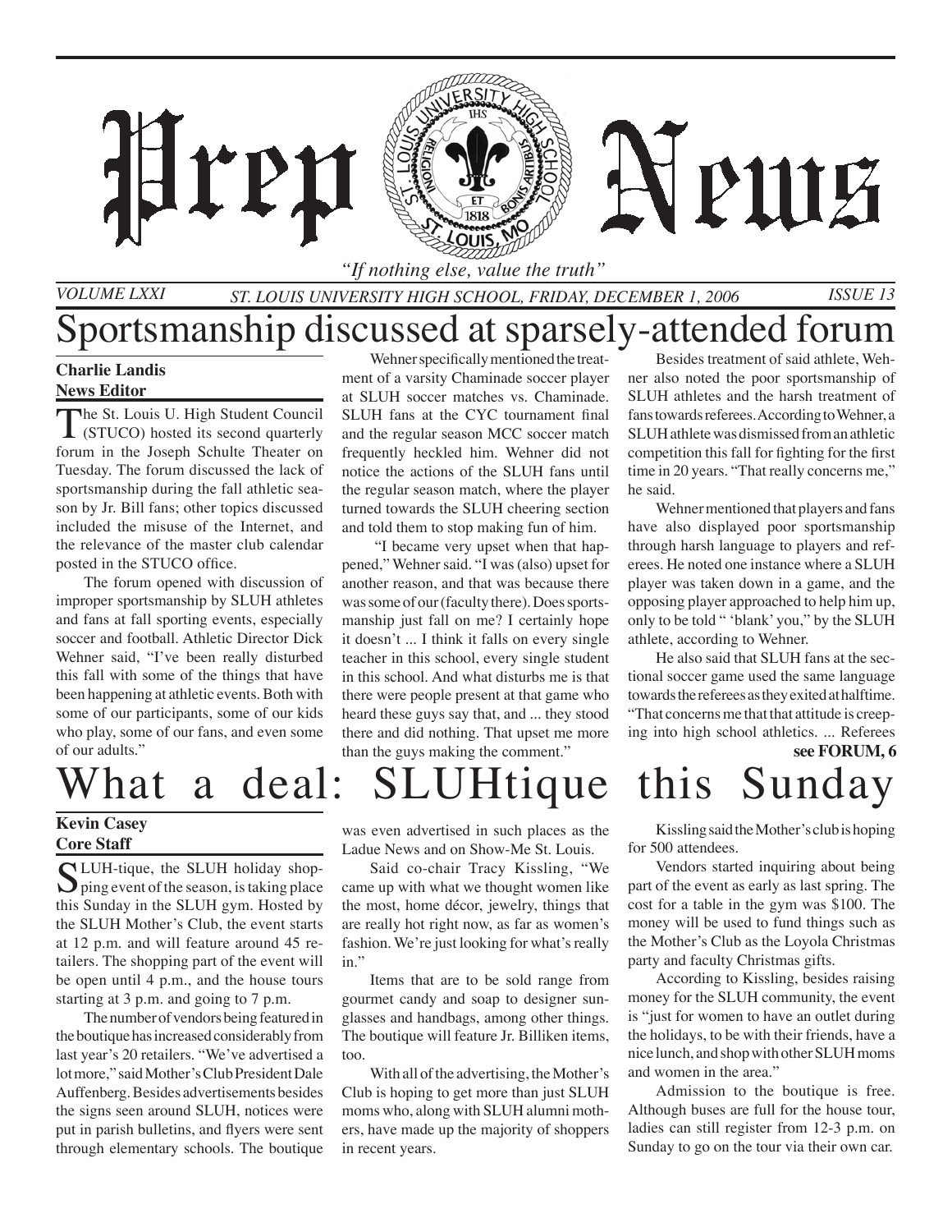# Prep News

*"If nothing else, value the truth"*

VOLUME LXXI — ST. LOUIS UNIVERSITY HIGH SCHOOL, FRIDAY, DECEMBER 1, 2006 — ISSUE 13

## Sportsmanship discussed at sparsely-attended forum

**Charlie Landis**
**News Editor**

The St. Louis U. High Student Council (STUCO) hosted its second quarterly forum in the Joseph Schulte Theater on Tuesday. The forum discussed the lack of sportsmanship during the fall athletic season by Jr. Bill fans; other topics discussed included the misuse of the Internet, and the relevance of the master club calendar posted in the STUCO office.

The forum opened with discussion of improper sportsmanship by SLUH athletes and fans at fall sporting events, especially soccer and football. Athletic Director Dick Wehner said, "I've been really disturbed this fall with some of the things that have been happening at athletic events. Both with some of our participants, some of our kids who play, some of our fans, and even some of our adults."

Wehner specifically mentioned the treatment of a varsity Chaminade soccer player at SLUH soccer matches vs. Chaminade. SLUH fans at the CYC tournament final and the regular season MCC soccer match frequently heckled him. Wehner did not notice the actions of the SLUH fans until the regular season match, where the player turned towards the SLUH cheering section and told them to stop making fun of him.

"I became very upset when that happened," Wehner said. "I was (also) upset for another reason, and that was because there was some of our (faculty there). Does sportsmanship just fall on me? I certainly hope it doesn't ... I think it falls on every single teacher in this school, every single student in this school. And what disturbs me is that there were people present at that game who heard these guys say that, and ... they stood there and did nothing. That upset me more than the guys making the comment."

Besides treatment of said athlete, Wehner also noted the poor sportsmanship of SLUH athletes and the harsh treatment of fans towards referees. According to Wehner, a SLUH athlete was dismissed from an athletic competition this fall for fighting for the first time in 20 years. "That really concerns me," he said.

Wehner mentioned that players and fans have also displayed poor sportsmanship through harsh language to players and referees. He noted one instance where a SLUH player was taken down in a game, and the opposing player approached to help him up, only to be told " 'blank' you," by the SLUH athlete, according to Wehner.

He also said that SLUH fans at the sectional soccer game used the same language towards the referees as they exited at halftime. "That concerns me that that attitude is creeping into high school athletics. ... Referees

**see FORUM, 6**

## What a deal: SLUHtique this Sunday

**Kevin Casey**
**Core Staff**

SLUH-tique, the SLUH holiday shopping event of the season, is taking place this Sunday in the SLUH gym. Hosted by the SLUH Mother's Club, the event starts at 12 p.m. and will feature around 45 retailers. The shopping part of the event will be open until 4 p.m., and the house tours starting at 3 p.m. and going to 7 p.m.

The number of vendors being featured in the boutique has increased considerably from last year's 20 retailers. "We've advertised a lot more," said Mother's Club President Dale Auffenberg. Besides advertisements besides the signs seen around SLUH, notices were put in parish bulletins, and flyers were sent through elementary schools. The boutique was even advertised in such places as the Ladue News and on Show-Me St. Louis.

Said co-chair Tracy Kissling, "We came up with what we thought women like the most, home décor, jewelry, things that are really hot right now, as far as women's fashion. We're just looking for what's really in."

Items that are to be sold range from gourmet candy and soap to designer sunglasses and handbags, among other things. The boutique will feature Jr. Billiken items, too.

With all of the advertising, the Mother's Club is hoping to get more than just SLUH moms who, along with SLUH alumni mothers, have made up the majority of shoppers in recent years.

Kissling said the Mother's club is hoping for 500 attendees.

Vendors started inquiring about being part of the event as early as last spring. The cost for a table in the gym was $100. The money will be used to fund things such as the Mother's Club as the Loyola Christmas party and faculty Christmas gifts.

According to Kissling, besides raising money for the SLUH community, the event is "just for women to have an outlet during the holidays, to be with their friends, have a nice lunch, and shop with other SLUH moms and women in the area."

Admission to the boutique is free. Although buses are full for the house tour, ladies can still register from 12-3 p.m. on Sunday to go on the tour via their own car.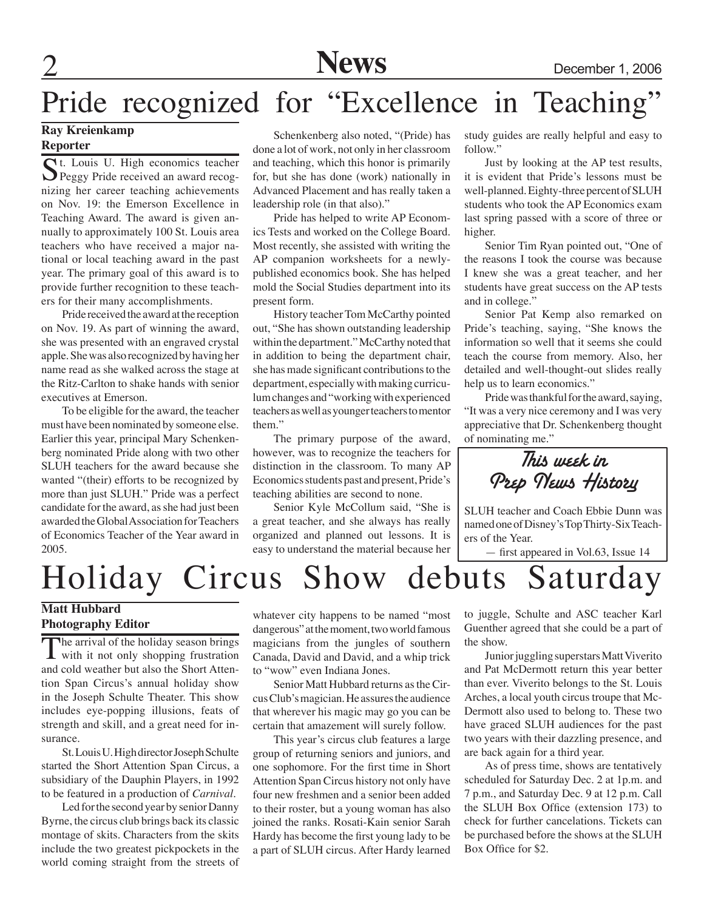# Pride recognized for "Excellence in Teaching"

**Ray Kreienkamp**
**Reporter**

St. Louis U. High economics teacher Peggy Pride received an award recognizing her career teaching achievements on Nov. 19: the Emerson Excellence in Teaching Award. The award is given annually to approximately 100 St. Louis area teachers who have received a major national or local teaching award in the past year. The primary goal of this award is to provide further recognition to these teachers for their many accomplishments.

Pride received the award at the reception on Nov. 19. As part of winning the award, she was presented with an engraved crystal apple. She was also recognized by having her name read as she walked across the stage at the Ritz-Carlton to shake hands with senior executives at Emerson.

To be eligible for the award, the teacher must have been nominated by someone else. Earlier this year, principal Mary Schenkenberg nominated Pride along with two other SLUH teachers for the award because she wanted "(their) efforts to be recognized by more than just SLUH." Pride was a perfect candidate for the award, as she had just been awarded the Global Association for Teachers of Economics Teacher of the Year award in 2005.

Schenkenberg also noted, "(Pride) has done a lot of work, not only in her classroom and teaching, which this honor is primarily for, but she has done (work) nationally in Advanced Placement and has really taken a leadership role (in that also)."

Pride has helped to write AP Economics Tests and worked on the College Board. Most recently, she assisted with writing the AP companion worksheets for a newly-published economics book. She has helped mold the Social Studies department into its present form.

History teacher Tom McCarthy pointed out, "She has shown outstanding leadership within the department." McCarthy noted that in addition to being the department chair, she has made significant contributions to the department, especially with making curriculum changes and "working with experienced teachers as well as younger teachers to mentor them."

The primary purpose of the award, however, was to recognize the teachers for distinction in the classroom. To many AP Economics students past and present, Pride's teaching abilities are second to none.

Senior Kyle McCollum said, "She is a great teacher, and she always has really organized and planned out lessons. It is easy to understand the material because her study guides are really helpful and easy to follow."

Just by looking at the AP test results, it is evident that Pride's lessons must be well-planned. Eighty-three percent of SLUH students who took the AP Economics exam last spring passed with a score of three or higher.

Senior Tim Ryan pointed out, "One of the reasons I took the course was because I knew she was a great teacher, and her students have great success on the AP tests and in college."

Senior Pat Kemp also remarked on Pride's teaching, saying, "She knows the information so well that it seems she could teach the course from memory. Also, her detailed and well-thought-out slides really help us to learn economics."

Pride was thankful for the award, saying, "It was a very nice ceremony and I was very appreciative that Dr. Schenkenberg thought of nominating me."

### This week in Prep News History

SLUH teacher and Coach Ebbie Dunn was named one of Disney's Top Thirty-Six Teachers of the Year.

— first appeared in Vol.63, Issue 14

# Holiday Circus Show debuts Saturday

**Matt Hubbard**
**Photography Editor**

The arrival of the holiday season brings with it not only shopping frustration and cold weather but also the Short Attention Span Circus's annual holiday show in the Joseph Schulte Theater. This show includes eye-popping illusions, feats of strength and skill, and a great need for insurance.

St. Louis U. High director Joseph Schulte started the Short Attention Span Circus, a subsidiary of the Dauphin Players, in 1992 to be featured in a production of *Carnival*.

Led for the second year by senior Danny Byrne, the circus club brings back its classic montage of skits. Characters from the skits include the two greatest pickpockets in the world coming straight from the streets of whatever city happens to be named "most dangerous" at the moment, two world famous magicians from the jungles of southern Canada, David and David, and a whip trick to "wow" even Indiana Jones.

Senior Matt Hubbard returns as the Circus Club's magician. He assures the audience that wherever his magic may go you can be certain that amazement will surely follow.

This year's circus club features a large group of returning seniors and juniors, and one sophomore. For the first time in Short Attention Span Circus history not only have four new freshmen and a senior been added to their roster, but a young woman has also joined the ranks. Rosati-Kain senior Sarah Hardy has become the first young lady to be a part of SLUH circus. After Hardy learned to juggle, Schulte and ASC teacher Karl Guenther agreed that she could be a part of the show.

Junior juggling superstars Matt Viverito and Pat McDermott return this year better than ever. Viverito belongs to the St. Louis Arches, a local youth circus troupe that McDermott also used to belong to. These two have graced SLUH audiences for the past two years with their dazzling presence, and are back again for a third year.

As of press time, shows are tentatively scheduled for Saturday Dec. 2 at 1p.m. and 7 p.m., and Saturday Dec. 9 at 12 p.m. Call the SLUH Box Office (extension 173) to check for further cancelations. Tickets can be purchased before the shows at the SLUH Box Office for $2.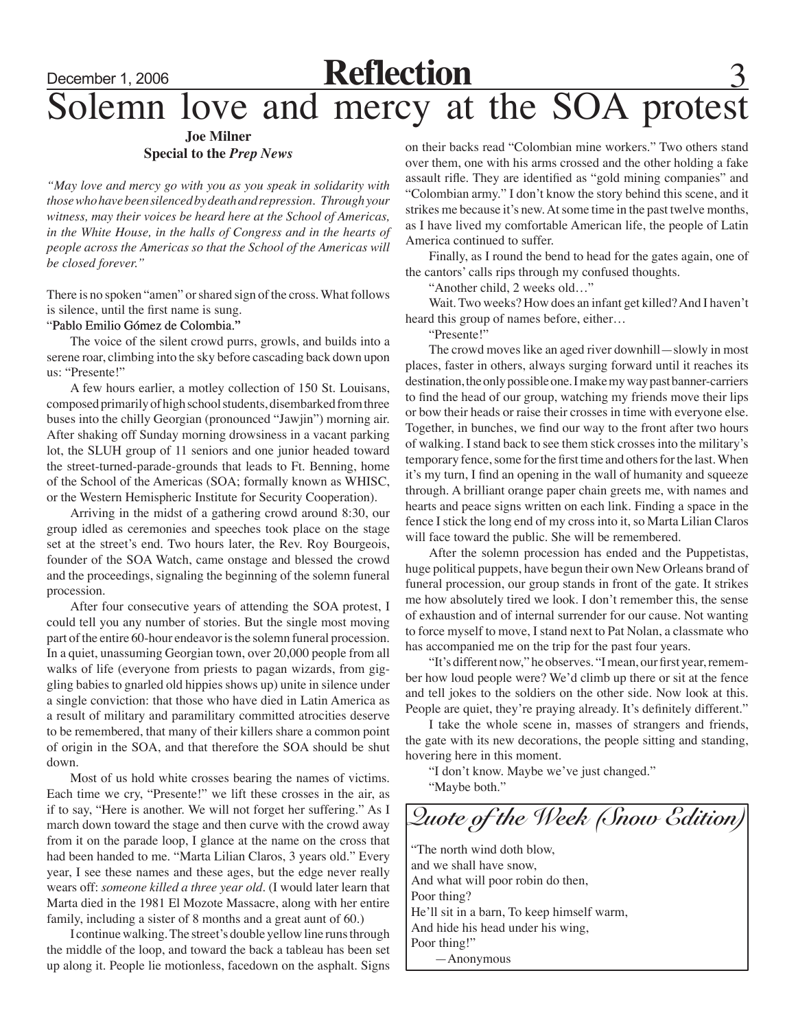# Solemn love and mercy at the SOA protest

**Joe Milner**
**Special to the *Prep News***

*"May love and mercy go with you as you speak in solidarity with those who have been silenced by death and repression. Through your witness, may their voices be heard here at the School of Americas, in the White House, in the halls of Congress and in the hearts of people across the Americas so that the School of the Americas will be closed forever."*

There is no spoken "amen" or shared sign of the cross. What follows is silence, until the first name is sung.

"Pablo Emilio Gómez de Colombia."

The voice of the silent crowd purrs, growls, and builds into a serene roar, climbing into the sky before cascading back down upon us: "Presente!"

A few hours earlier, a motley collection of 150 St. Louisans, composed primarily of high school students, disembarked from three buses into the chilly Georgian (pronounced "Jawjin") morning air. After shaking off Sunday morning drowsiness in a vacant parking lot, the SLUH group of 11 seniors and one junior headed toward the street-turned-parade-grounds that leads to Ft. Benning, home of the School of the Americas (SOA; formally known as WHISC, or the Western Hemispheric Institute for Security Cooperation).

Arriving in the midst of a gathering crowd around 8:30, our group idled as ceremonies and speeches took place on the stage set at the street's end. Two hours later, the Rev. Roy Bourgeois, founder of the SOA Watch, came onstage and blessed the crowd and the proceedings, signaling the beginning of the solemn funeral procession.

After four consecutive years of attending the SOA protest, I could tell you any number of stories. But the single most moving part of the entire 60-hour endeavor is the solemn funeral procession. In a quiet, unassuming Georgian town, over 20,000 people from all walks of life (everyone from priests to pagan wizards, from giggling babies to gnarled old hippies shows up) unite in silence under a single conviction: that those who have died in Latin America as a result of military and paramilitary committed atrocities deserve to be remembered, that many of their killers share a common point of origin in the SOA, and that therefore the SOA should be shut down.

Most of us hold white crosses bearing the names of victims. Each time we cry, "Presente!" we lift these crosses in the air, as if to say, "Here is another. We will not forget her suffering." As I march down toward the stage and then curve with the crowd away from it on the parade loop, I glance at the name on the cross that had been handed to me. "Marta Lilian Claros, 3 years old." Every year, I see these names and these ages, but the edge never really wears off: *someone killed a three year old*. (I would later learn that Marta died in the 1981 El Mozote Massacre, along with her entire family, including a sister of 8 months and a great aunt of 60.)

I continue walking. The street's double yellow line runs through the middle of the loop, and toward the back a tableau has been set up along it. People lie motionless, facedown on the asphalt. Signs on their backs read "Colombian mine workers." Two others stand over them, one with his arms crossed and the other holding a fake assault rifle. They are identified as "gold mining companies" and "Colombian army." I don't know the story behind this scene, and it strikes me because it's new. At some time in the past twelve months, as I have lived my comfortable American life, the people of Latin America continued to suffer.

Finally, as I round the bend to head for the gates again, one of the cantors' calls rips through my confused thoughts.

"Another child, 2 weeks old…"

Wait. Two weeks? How does an infant get killed? And I haven't heard this group of names before, either…

"Presente!"

The crowd moves like an aged river downhill—slowly in most places, faster in others, always surging forward until it reaches its destination, the only possible one. I make my way past banner-carriers to find the head of our group, watching my friends move their lips or bow their heads or raise their crosses in time with everyone else. Together, in bunches, we find our way to the front after two hours of walking. I stand back to see them stick crosses into the military's temporary fence, some for the first time and others for the last. When it's my turn, I find an opening in the wall of humanity and squeeze through. A brilliant orange paper chain greets me, with names and hearts and peace signs written on each link. Finding a space in the fence I stick the long end of my cross into it, so Marta Lilian Claros will face toward the public. She will be remembered.

After the solemn procession has ended and the Puppetistas, huge political puppets, have begun their own New Orleans brand of funeral procession, our group stands in front of the gate. It strikes me how absolutely tired we look. I don't remember this, the sense of exhaustion and of internal surrender for our cause. Not wanting to force myself to move, I stand next to Pat Nolan, a classmate who has accompanied me on the trip for the past four years.

"It's different now," he observes. "I mean, our first year, remember how loud people were? We'd climb up there or sit at the fence and tell jokes to the soldiers on the other side. Now look at this. People are quiet, they're praying already. It's definitely different."

I take the whole scene in, masses of strangers and friends, the gate with its new decorations, the people sitting and standing, hovering here in this moment.

"I don't know. Maybe we've just changed."

"Maybe both."

## Quote of the Week (Snow Edition)

"The north wind doth blow,
and we shall have snow,
And what will poor robin do then,
Poor thing?
He'll sit in a barn, To keep himself warm,
And hide his head under his wing,
Poor thing!"

—Anonymous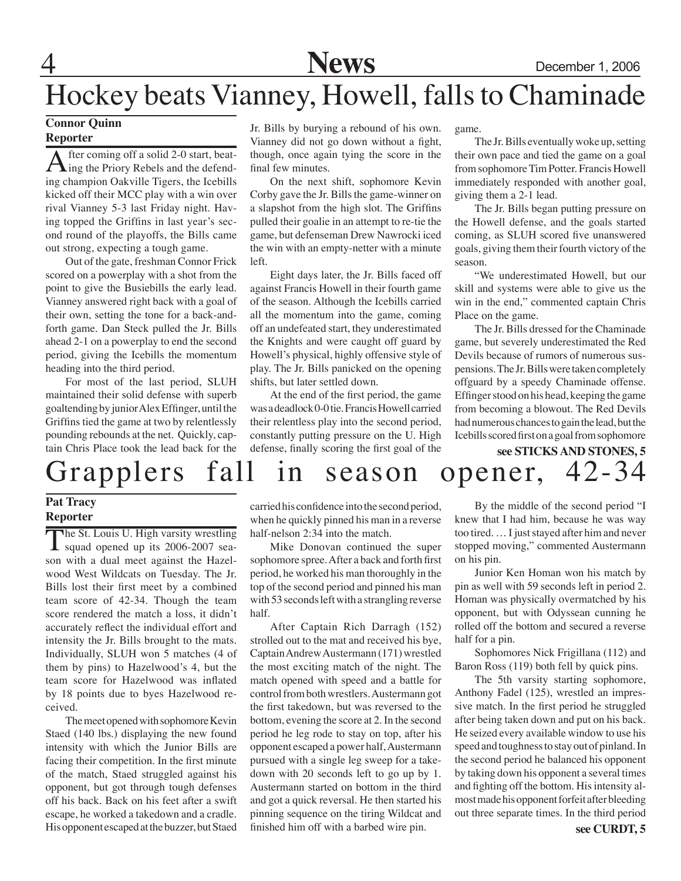# Hockey beats Vianney, Howell, falls to Chaminade

**Connor Quinn**
**Reporter**

After coming off a solid 2-0 start, beating the Priory Rebels and the defending champion Oakville Tigers, the Icebills kicked off their MCC play with a win over rival Vianney 5-3 last Friday night. Having topped the Griffins in last year's second round of the playoffs, the Bills came out strong, expecting a tough game.

Out of the gate, freshman Connor Frick scored on a powerplay with a shot from the point to give the Busiebills the early lead. Vianney answered right back with a goal of their own, setting the tone for a back-and-forth game. Dan Steck pulled the Jr. Bills ahead 2-1 on a powerplay to end the second period, giving the Icebills the momentum heading into the third period.

For most of the last period, SLUH maintained their solid defense with superb goaltending by junior Alex Effinger, until the Griffins tied the game at two by relentlessly pounding rebounds at the net. Quickly, captain Chris Place took the lead back for the Jr. Bills by burying a rebound of his own. Vianney did not go down without a fight, though, once again tying the score in the final few minutes.

On the next shift, sophomore Kevin Corby gave the Jr. Bills the game-winner on a slapshot from the high slot. The Griffins pulled their goalie in an attempt to re-tie the game, but defenseman Drew Nawrocki iced the win with an empty-netter with a minute left.

Eight days later, the Jr. Bills faced off against Francis Howell in their fourth game of the season. Although the Icebills carried all the momentum into the game, coming off an undefeated start, they underestimated the Knights and were caught off guard by Howell's physical, highly offensive style of play. The Jr. Bills panicked on the opening shifts, but later settled down.

At the end of the first period, the game was a deadlock 0-0 tie. Francis Howell carried their relentless play into the second period, constantly putting pressure on the U. High defense, finally scoring the first goal of the game.

The Jr. Bills eventually woke up, setting their own pace and tied the game on a goal from sophomore Tim Potter. Francis Howell immediately responded with another goal, giving them a 2-1 lead.

The Jr. Bills began putting pressure on the Howell defense, and the goals started coming, as SLUH scored five unanswered goals, giving them their fourth victory of the season.

"We underestimated Howell, but our skill and systems were able to give us the win in the end," commented captain Chris Place on the game.

The Jr. Bills dressed for the Chaminade game, but severely underestimated the Red Devils because of rumors of numerous suspensions. The Jr. Bills were taken completely offguard by a speedy Chaminade offense. Effinger stood on his head, keeping the game from becoming a blowout. The Red Devils had numerous chances to gain the lead, but the Icebills scored first on a goal from sophomore

**see STICKS AND STONES, 5**

# Grapplers fall in season opener, 42-34

**Pat Tracy**
**Reporter**

The St. Louis U. High varsity wrestling squad opened up its 2006-2007 season with a dual meet against the Hazelwood West Wildcats on Tuesday. The Jr. Bills lost their first meet by a combined team score of 42-34. Though the team score rendered the match a loss, it didn't accurately reflect the individual effort and intensity the Jr. Bills brought to the mats. Individually, SLUH won 5 matches (4 of them by pins) to Hazelwood's 4, but the team score for Hazelwood was inflated by 18 points due to byes Hazelwood received.

The meet opened with sophomore Kevin Staed (140 lbs.) displaying the new found intensity with which the Junior Bills are facing their competition. In the first minute of the match, Staed struggled against his opponent, but got through tough defenses off his back. Back on his feet after a swift escape, he worked a takedown and a cradle. His opponent escaped at the buzzer, but Staed carried his confidence into the second period, when he quickly pinned his man in a reverse half-nelson 2:34 into the match.

Mike Donovan continued the super sophomore spree. After a back and forth first period, he worked his man thoroughly in the top of the second period and pinned his man with 53 seconds left with a strangling reverse half.

After Captain Rich Darragh (152) strolled out to the mat and received his bye, Captain Andrew Austermann (171) wrestled the most exciting match of the night. The match opened with speed and a battle for control from both wrestlers. Austermann got the first takedown, but was reversed to the bottom, evening the score at 2. In the second period he leg rode to stay on top, after his opponent escaped a power half, Austermann pursued with a single leg sweep for a takedown with 20 seconds left to go up by 1. Austermann started on bottom in the third and got a quick reversal. He then started his pinning sequence on the tiring Wildcat and finished him off with a barbed wire pin.

By the middle of the second period "I knew that I had him, because he was way too tired. … I just stayed after him and never stopped moving," commented Austermann on his pin.

Junior Ken Homan won his match by pin as well with 59 seconds left in period 2. Homan was physically overmatched by his opponent, but with Odyssean cunning he rolled off the bottom and secured a reverse half for a pin.

Sophomores Nick Frigillana (112) and Baron Ross (119) both fell by quick pins.

The 5th varsity starting sophomore, Anthony Fadel (125), wrestled an impressive match. In the first period he struggled after being taken down and put on his back. He seized every available window to use his speed and toughness to stay out of pinland. In the second period he balanced his opponent by taking down his opponent a several times and fighting off the bottom. His intensity almost made his opponent forfeit after bleeding out three separate times. In the third period

**see CURDT, 5**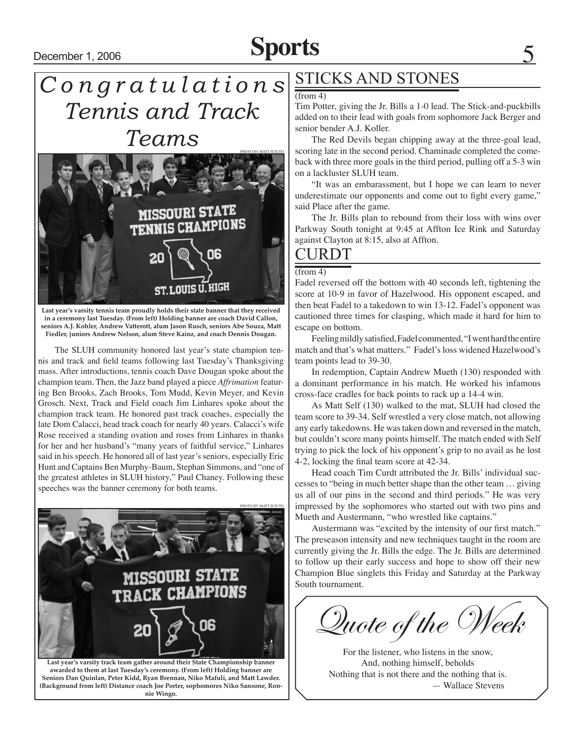# *Congratulations Tennis and Track Teams*

PHOTO BY MATT SCIUTO

**Last year's varsity tennis team proudly holds their state banner that they received in a ceremony last Tuesday. (From left) Holding banner are coach David Callon, seniors A.J. Kohler, Andrew Vatterott, alum Jason Rusch, seniors Abe Souza, Matt Fiedler, juniors Andrew Nelson, alum Steve Kainz, and coach Dennis Dougan.**

The SLUH community honored last year's state champion tennis and track and field teams following last Tuesday's Thanksgiving mass. After introductions, tennis coach Dave Dougan spoke about the champion team. Then, the Jazz band played a piece *Affrimation* featuring Ben Brooks, Zach Brooks, Tom Mudd, Kevin Meyer, and Kevin Grosch. Next, Track and Field coach Jim Linhares spoke about the champion track team. He honored past track coaches, especially the late Dom Calacci, head track coach for nearly 40 years. Calacci's wife Rose received a standing ovation and roses from Linhares in thanks for her and her husband's "many years of faithful service," Linhares said in his speech. He honored all of last year's seniors, especially Eric Hunt and Captains Ben Murphy-Baum, Stephan Simmons, and "one of the greatest athletes in SLUH history," Paul Chaney. Following these speeches was the banner ceremony for both teams.

PHOTO BY MATT SCIUTO

**Last year's varsity track team gather around their State Championship banner awarded to them at last Tuesday's ceremony. (From left) Holding banner are Seniors Dan Quinlan, Peter Kidd, Ryan Brennan, Niko Mafuli, and Matt Lawder. (Background from left) Distance coach Joe Porter, sophomores Niko Sansone, Ronnie Wingo.**

## STICKS AND STONES

(from 4)

Tim Potter, giving the Jr. Bills a 1-0 lead. The Stick-and-puckbills added on to their lead with goals from sophomore Jack Berger and senior bender A.J. Koller.

The Red Devils began chipping away at the three-goal lead, scoring late in the second period. Chaminade completed the comeback with three more goals in the third period, pulling off a 5-3 win on a lackluster SLUH team.

"It was an embarassment, but I hope we can learn to never underestimate our opponents and come out to fight every game," said Place after the game.

The Jr. Bills plan to rebound from their loss with wins over Parkway South tonight at 9:45 at Affton Ice Rink and Saturday against Clayton at 8:15, also at Affton.

## CURDT

(from 4)

Fadel reversed off the bottom with 40 seconds left, tightening the score at 10-9 in favor of Hazelwood. His opponent escaped, and then beat Fadel to a takedown to win 13-12. Fadel's opponent was cautioned three times for clasping, which made it hard for him to escape on bottom.

Feeling mildly satisfied, Fadel commented, "I went hard the entire match and that's what matters." Fadel's loss widened Hazelwood's team points lead to 39-30.

In redemption, Captain Andrew Mueth (130) responded with a dominant performance in his match. He worked his infamous cross-face cradles for back points to rack up a 14-4 win.

As Matt Self (130) walked to the mat, SLUH had closed the team score to 39-34. Self wrestled a very close match, not allowing any early takedowns. He was taken down and reversed in the match, but couldn't score many points himself. The match ended with Self trying to pick the lock of his opponent's grip to no avail as he lost 4-2, locking the final team score at 42-34.

Head coach Tim Curdt attributed the Jr. Bills' individual successes to "being in much better shape than the other team … giving us all of our pins in the second and third periods." He was very impressed by the sophomores who started out with two pins and Mueth and Austermann, "who wrestled like captains."

Austermann was "excited by the intensity of our first match." The preseason intensity and new techniques taught in the room are currently giving the Jr. Bills the edge. The Jr. Bills are determined to follow up their early success and hope to show off their new Champion Blue singlets this Friday and Saturday at the Parkway South tournament.

## *Quote of the Week*

For the listener, who listens in the snow,
And, nothing himself, beholds
Nothing that is not there and the nothing that is.
— Wallace Stevens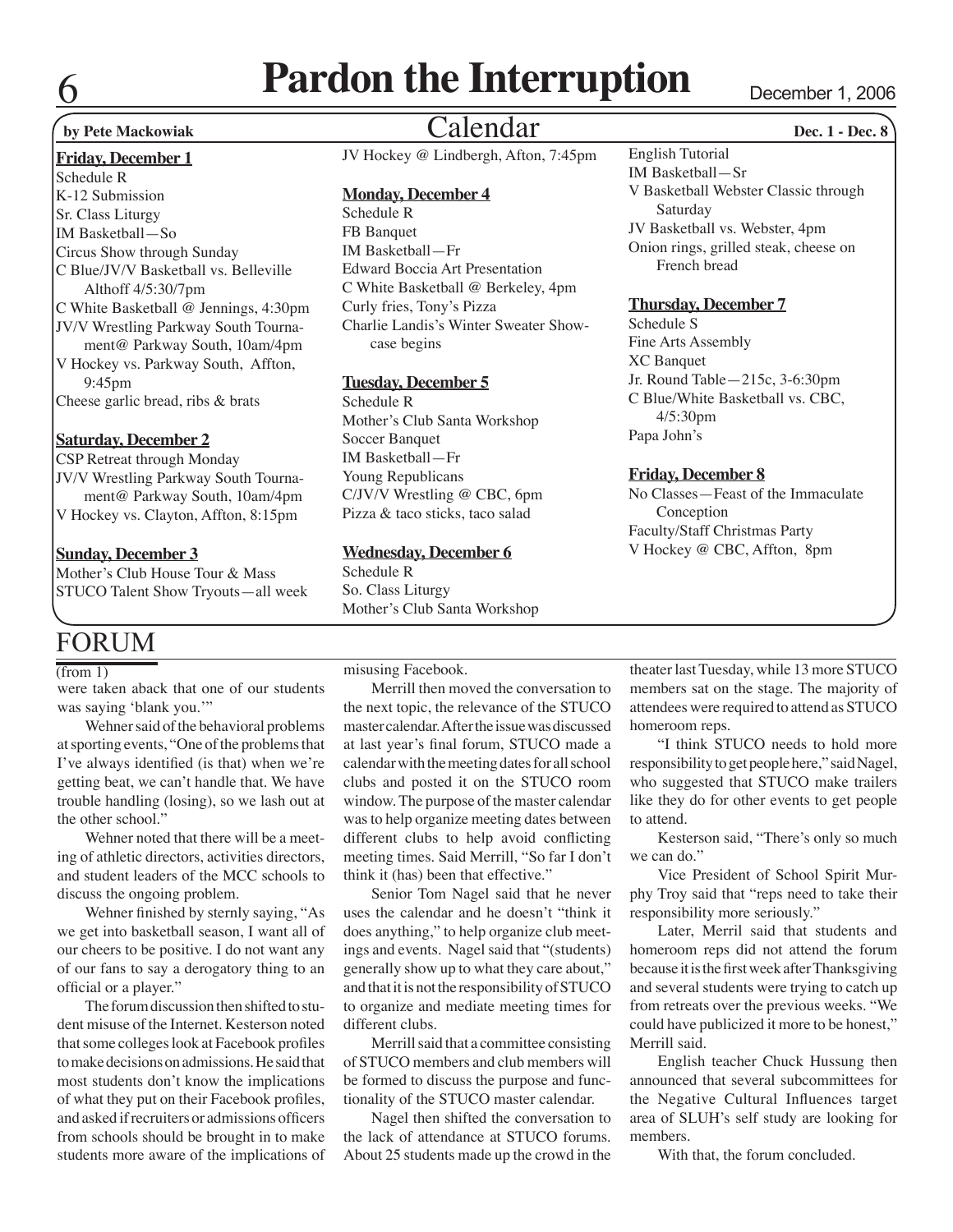# Pardon the Interruption

December 1, 2006

## Calendar

by Pete Mackowiak

Dec. 1 - Dec. 8

**Friday, December 1**
Schedule R
K-12 Submission
Sr. Class Liturgy
IM Basketball—So
Circus Show through Sunday
C Blue/JV/V Basketball vs. Belleville Althoff 4/5:30/7pm
C White Basketball @ Jennings, 4:30pm
JV/V Wrestling Parkway South Tournament@ Parkway South, 10am/4pm
V Hockey vs. Parkway South, Affton, 9:45pm
Cheese garlic bread, ribs & brats

**Saturday, December 2**
CSP Retreat through Monday
JV/V Wrestling Parkway South Tournament@ Parkway South, 10am/4pm
V Hockey vs. Clayton, Affton, 8:15pm

**Sunday, December 3**
Mother's Club House Tour & Mass
STUCO Talent Show Tryouts—all week
JV Hockey @ Lindbergh, Afton, 7:45pm

**Monday, December 4**
Schedule R
FB Banquet
IM Basketball—Fr
Edward Boccia Art Presentation
C White Basketball @ Berkeley, 4pm
Curly fries, Tony's Pizza
Charlie Landis's Winter Sweater Showcase begins

**Tuesday, December 5**
Schedule R
Mother's Club Santa Workshop
Soccer Banquet
IM Basketball—Fr
Young Republicans
C/JV/V Wrestling @ CBC, 6pm
Pizza & taco sticks, taco salad

**Wednesday, December 6**
Schedule R
So. Class Liturgy
Mother's Club Santa Workshop
English Tutorial
IM Basketball—Sr
V Basketball Webster Classic through Saturday
JV Basketball vs. Webster, 4pm
Onion rings, grilled steak, cheese on French bread

**Thursday, December 7**
Schedule S
Fine Arts Assembly
XC Banquet
Jr. Round Table—215c, 3-6:30pm
C Blue/White Basketball vs. CBC, 4/5:30pm
Papa John's

**Friday, December 8**
No Classes—Feast of the Immaculate Conception
Faculty/Staff Christmas Party
V Hockey @ CBC, Affton, 8pm

## FORUM

(from 1)

were taken aback that one of our students was saying 'blank you.'"

Wehner said of the behavioral problems at sporting events, "One of the problems that I've always identified (is that) when we're getting beat, we can't handle that. We have trouble handling (losing), so we lash out at the other school."

Wehner noted that there will be a meeting of athletic directors, activities directors, and student leaders of the MCC schools to discuss the ongoing problem.

Wehner finished by sternly saying, "As we get into basketball season, I want all of our cheers to be positive. I do not want any of our fans to say a derogatory thing to an official or a player."

The forum discussion then shifted to student misuse of the Internet. Kesterson noted that some colleges look at Facebook profiles to make decisions on admissions. He said that most students don't know the implications of what they put on their Facebook profiles, and asked if recruiters or admissions officers from schools should be brought in to make students more aware of the implications of misusing Facebook.

Merrill then moved the conversation to the next topic, the relevance of the STUCO master calendar. After the issue was discussed at last year's final forum, STUCO made a calendar with the meeting dates for all school clubs and posted it on the STUCO room window. The purpose of the master calendar was to help organize meeting dates between different clubs to help avoid conflicting meeting times. Said Merrill, "So far I don't think it (has) been that effective."

Senior Tom Nagel said that he never uses the calendar and he doesn't "think it does anything," to help organize club meetings and events. Nagel said that "(students) generally show up to what they care about," and that it is not the responsibility of STUCO to organize and mediate meeting times for different clubs.

Merrill said that a committee consisting of STUCO members and club members will be formed to discuss the purpose and functionality of the STUCO master calendar.

Nagel then shifted the conversation to the lack of attendance at STUCO forums. About 25 students made up the crowd in the theater last Tuesday, while 13 more STUCO members sat on the stage. The majority of attendees were required to attend as STUCO homeroom reps.

"I think STUCO needs to hold more responsibility to get people here," said Nagel, who suggested that STUCO make trailers like they do for other events to get people to attend.

Kesterson said, "There's only so much we can do."

Vice President of School Spirit Murphy Troy said that "reps need to take their responsibility more seriously."

Later, Merril said that students and homeroom reps did not attend the forum because it is the first week after Thanksgiving and several students were trying to catch up from retreats over the previous weeks. "We could have publicized it more to be honest," Merrill said.

English teacher Chuck Hussung then announced that several subcommittees for the Negative Cultural Influences target area of SLUH's self study are looking for members.

With that, the forum concluded.